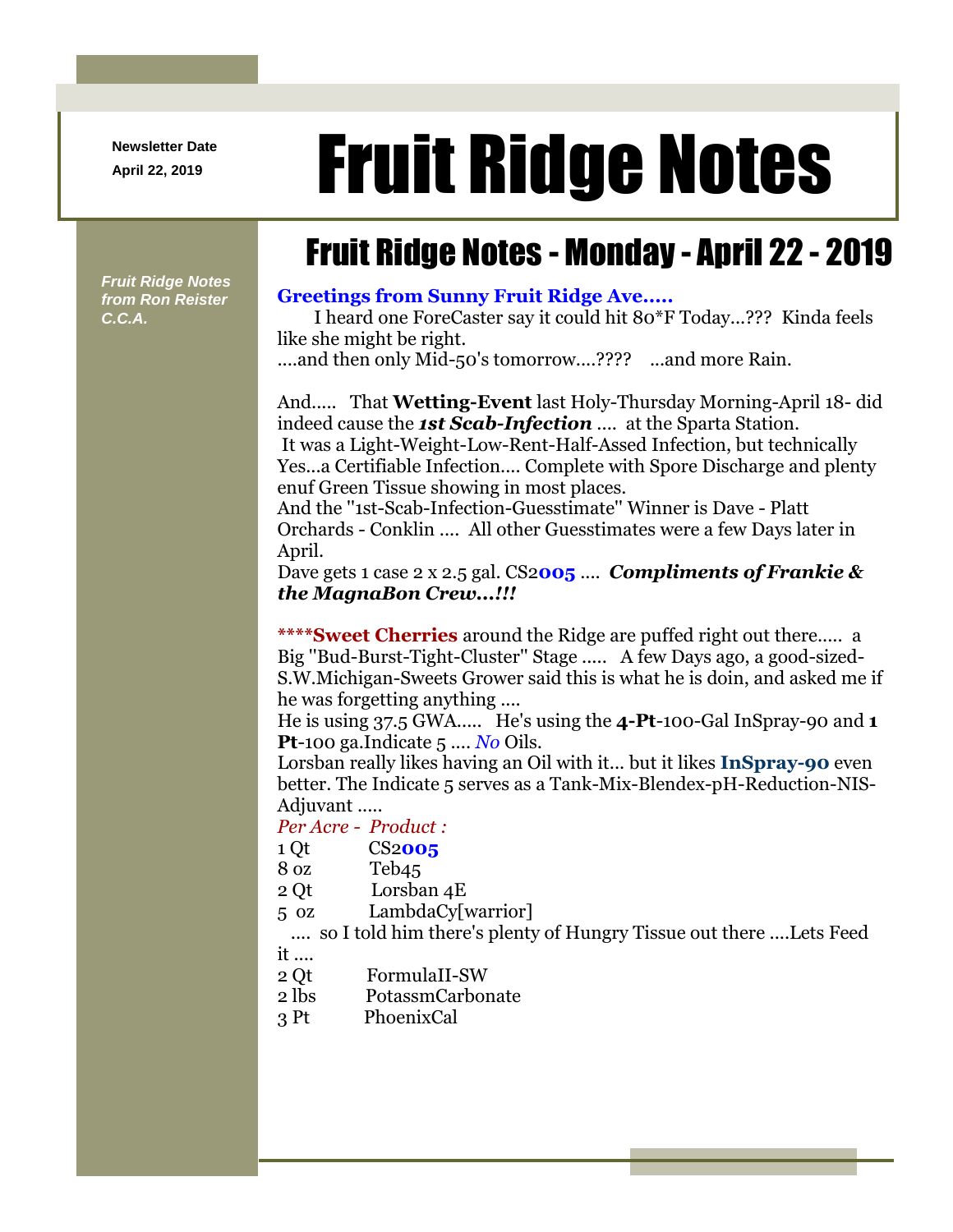Newsletter Date
April 22, 2019

# Fruit Ridge Notes

*Fruit Ridge Notes from Ron Reister C.C.A.*

## Fruit Ridge Notes - Monday - April 22 - 2019

**Greetings from Sunny Fruit Ridge Ave.....**

I heard one ForeCaster say it could hit 80*F Today...??? Kinda feels like she might be right.
....and then only Mid-50's tomorrow....???? ...and more Rain.

And..... That **Wetting-Event** last Holy-Thursday Morning-April 18- did indeed cause the ***1st Scab-Infection*** .... at the Sparta Station.
It was a Light-Weight-Low-Rent-Half-Assed Infection, but technically Yes...a Certifiable Infection.... Complete with Spore Discharge and plenty enuf Green Tissue showing in most places.
And the "1st-Scab-Infection-Guesstimate" Winner is Dave - Platt Orchards - Conklin .... All other Guesstimates were a few Days later in April.
Dave gets 1 case 2 x 2.5 gal. CS2**005** .... ***Compliments of Frankie & the MagnaBon Crew...!!!***

**\*\*\*\*Sweet Cherries** around the Ridge are puffed right out there..... a Big "Bud-Burst-Tight-Cluster" Stage ..... A few Days ago, a good-sized-S.W.Michigan-Sweets Grower said this is what he is doin, and asked me if he was forgetting anything ....
He is using 37.5 GWA..... He's using the **4-Pt**-100-Gal InSpray-90 and **1 Pt**-100 ga.Indicate 5 .... *No* Oils.
Lorsban really likes having an Oil with it... but it likes **InSpray-90** even better. The Indicate 5 serves as a Tank-Mix-Blendex-pH-Reduction-NIS-Adjuvant .....

*Per Acre - Product :*

| Per Acre | Product |
|---|---|
| 1 Qt | CS2**005** |
| 8 oz | Teb45 |
| 2 Qt | Lorsban 4E |
| 5 oz | LambdaCy[warrior] |

.... so I told him there's plenty of Hungry Tissue out there ....Lets Feed it ....

| | |
|---|---|
| 2 Qt | FormulaII-SW |
| 2 lbs | PotassmCarbonate |
| 3 Pt | PhoenixCal |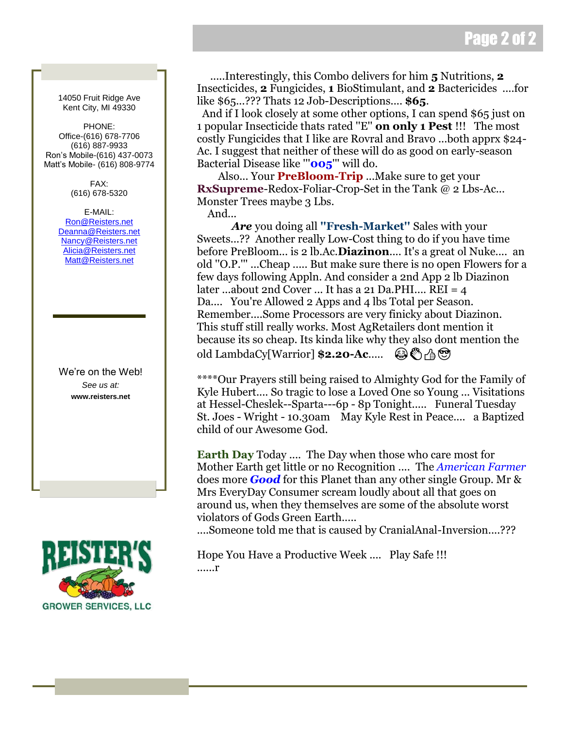14050 Fruit Ridge Ave
Kent City, MI 49330

PHONE:
Office-(616) 678-7706
(616) 887-9933
Ron's Mobile-(616) 437-0073
Matt's Mobile- (616) 808-9774

FAX:
(616) 678-5320

E-MAIL:
Ron@Reisters.net
Deanna@Reisters.net
Nancy@Reisters.net
Alicia@Reisters.net
Matt@Reisters.net

We're on the Web!
*See us at:*
**www.reisters.net**

REISTER'S GROWER SERVICES, LLC

.....Interestingly, this Combo delivers for him **5** Nutritions, **2** Insecticides, **2** Fungicides, **1** BioStimulant, and **2** Bactericides ....for like $65...??? Thats 12 Job-Descriptions.... **$65**.

And if I look closely at some other options, I can spend $65 just on 1 popular Insecticide thats rated "E" **on only 1 Pest** !!! The most costly Fungicides that I like are Rovral and Bravo ...both apprx $24-Ac. I suggest that neither of these will do as good on early-season Bacterial Disease like "'**005**"' will do.

Also... Your **PreBloom-Trip** ...Make sure to get your **RxSupreme**-Redox-Foliar-Crop-Set in the Tank @ 2 Lbs-Ac... Monster Trees maybe 3 Lbs.

And...

***Are*** you doing all **"Fresh-Market"** Sales with your Sweets...?? Another really Low-Cost thing to do if you have time before PreBloom... is 2 lb.Ac.**Diazinon**.... It's a great ol Nuke.... an old "O.P."' ...Cheap ..... But make sure there is no open Flowers for a few days following Appln. And consider a 2nd App 2 lb Diazinon later ...about 2nd Cover ... It has a 21 Da.PHI.... REI = 4 Da.... You're Allowed 2 Apps and 4 lbs Total per Season. Remember....Some Processors are very finicky about Diazinon. This stuff still really works. Most AgRetailers dont mention it because its so cheap. Its kinda like why they also dont mention the old LambdaCy[Warrior] **$2.20-Ac**..... 😂👏👍😎

****Our Prayers still being raised to Almighty God for the Family of Kyle Hubert.... So tragic to lose a Loved One so Young ... Visitations at Hessel-Cheslek--Sparta---6p - 8p Tonight..... Funeral Tuesday St. Joes - Wright - 10.30am May Kyle Rest in Peace.... a Baptized child of our Awesome God.

**Earth Day** Today .... The Day when those who care most for Mother Earth get little or no Recognition .... The *American Farmer* does more ***Good*** for this Planet than any other single Group. Mr & Mrs EveryDay Consumer scream loudly about all that goes on around us, when they themselves are some of the absolute worst violators of Gods Green Earth.....

....Someone told me that is caused by CranialAnal-Inversion....???

Hope You Have a Productive Week .... Play Safe !!!

......r